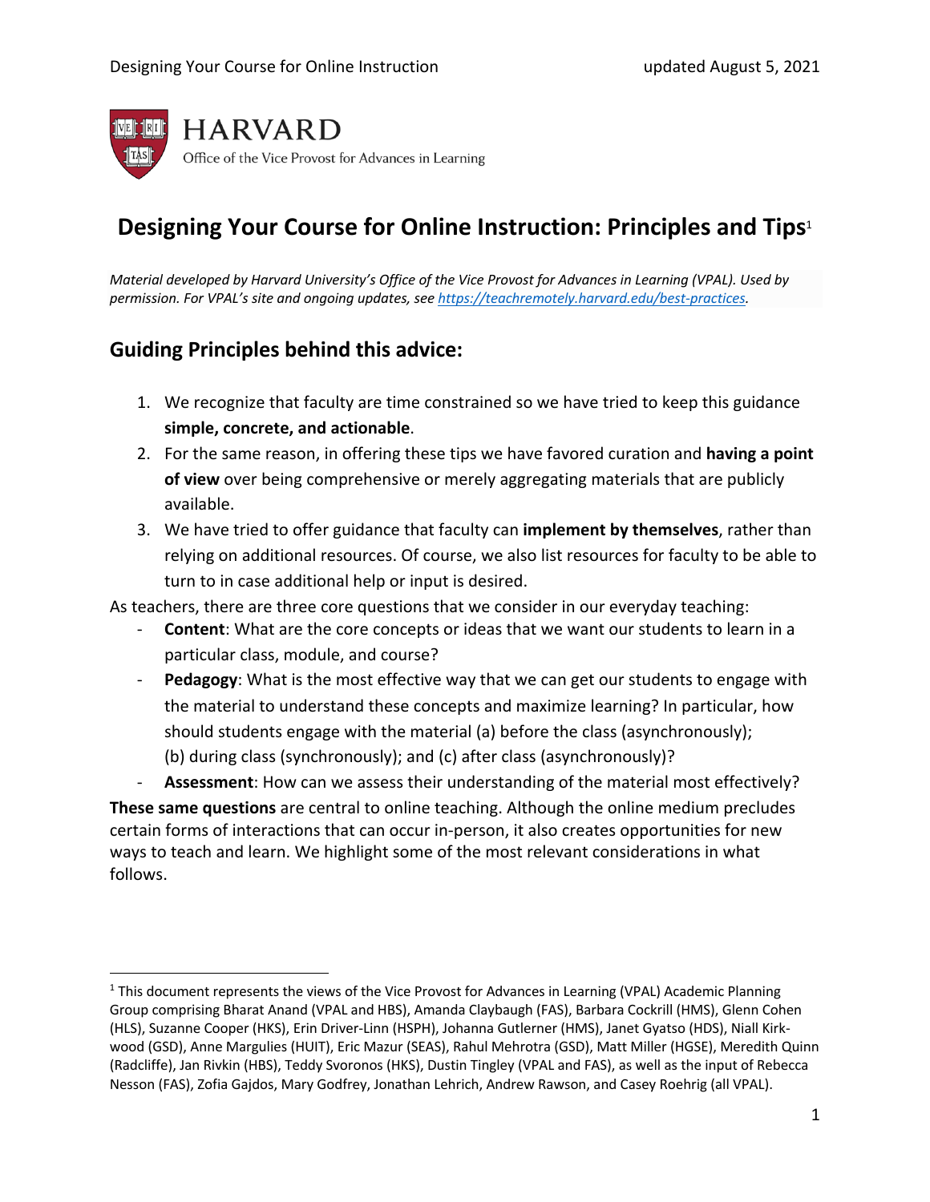HARVARD

Office of the Vice Provost for Advances in Learning

# Designing Your Course for Online Instruction: Principles and Tips[1]

*Material developed by Harvard University's Office of the Vice Provost for Advances in Learning (VPAL). Used by permission. For VPAL's site and ongoing updates, see [https://teachremotely.harvard.edu/best-practices](https://teachremotely.harvard.edu/best-practices).*

## Guiding Principles behind this advice:

1. We recognize that faculty are time constrained so we have tried to keep this guidance **simple, concrete, and actionable**.
2. For the same reason, in offering these tips we have favored curation and **having a point of view** over being comprehensive or merely aggregating materials that are publicly available.
3. We have tried to offer guidance that faculty can **implement by themselves**, rather than relying on additional resources. Of course, we also list resources for faculty to be able to turn to in case additional help or input is desired.

As teachers, there are three core questions that we consider in our everyday teaching:

- **Content**: What are the core concepts or ideas that we want our students to learn in a particular class, module, and course?
- **Pedagogy**: What is the most effective way that we can get our students to engage with the material to understand these concepts and maximize learning? In particular, how should students engage with the material (a) before the class (asynchronously); (b) during class (synchronously); and (c) after class (asynchronously)?
- **Assessment**: How can we assess their understanding of the material most effectively?

**These same questions** are central to online teaching. Although the online medium precludes certain forms of interactions that can occur in-person, it also creates opportunities for new ways to teach and learn. We highlight some of the most relevant considerations in what follows.

---

[1] This document represents the views of the Vice Provost for Advances in Learning (VPAL) Academic Planning Group comprising Bharat Anand (VPAL and HBS), Amanda Claybaugh (FAS), Barbara Cockrill (HMS), Glenn Cohen (HLS), Suzanne Cooper (HKS), Erin Driver-Linn (HSPH), Johanna Gutlerner (HMS), Janet Gyatso (HDS), Niall Kirk-wood (GSD), Anne Margulies (HUIT), Eric Mazur (SEAS), Rahul Mehrotra (GSD), Matt Miller (HGSE), Meredith Quinn (Radcliffe), Jan Rivkin (HBS), Teddy Svoronos (HKS), Dustin Tingley (VPAL and FAS), as well as the input of Rebecca Nesson (FAS), Zofia Gajdos, Mary Godfrey, Jonathan Lehrich, Andrew Rawson, and Casey Roehrig (all VPAL).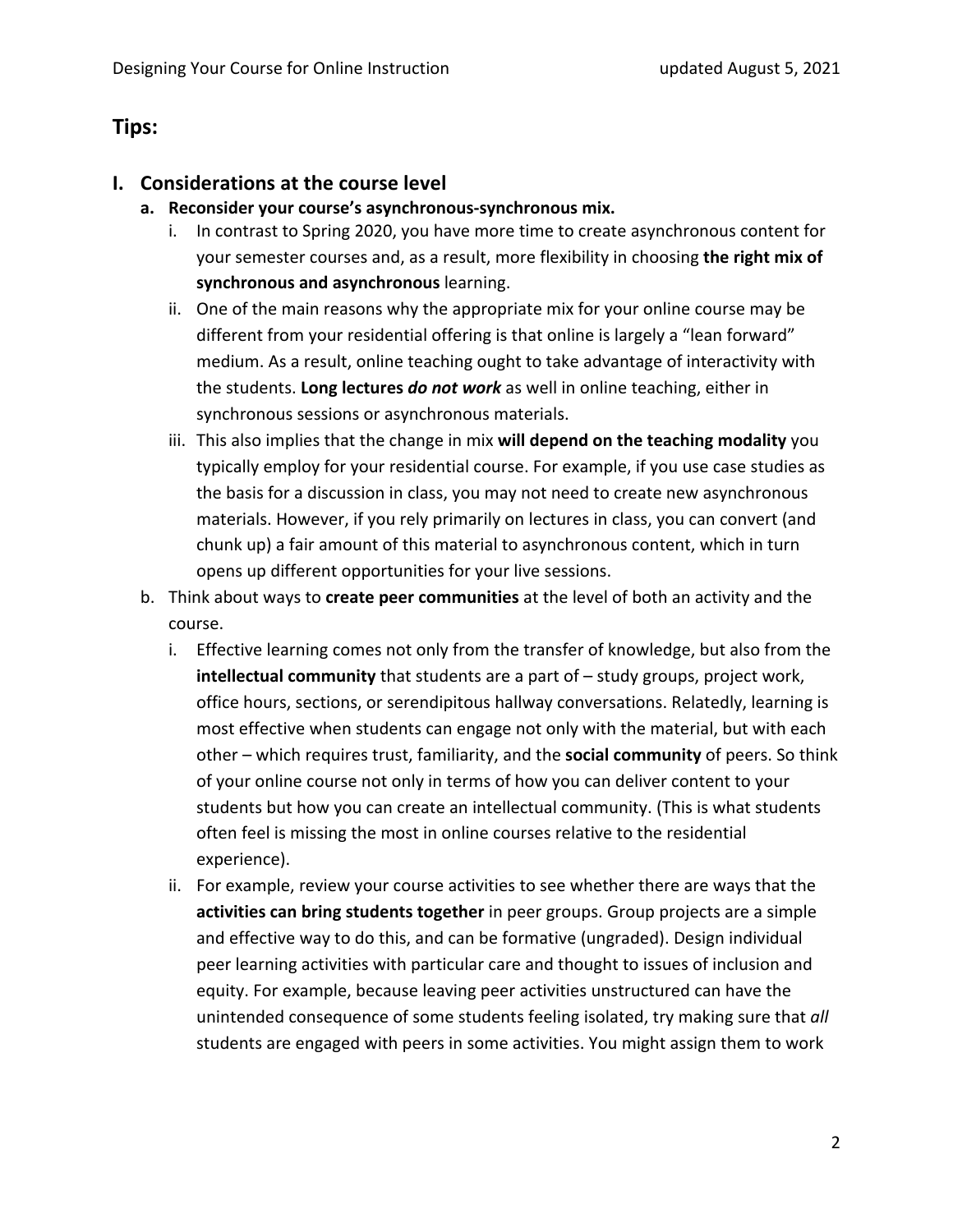## Tips:

## I. Considerations at the course level

**a. Reconsider your course's asynchronous-synchronous mix.**

i. In contrast to Spring 2020, you have more time to create asynchronous content for your semester courses and, as a result, more flexibility in choosing **the right mix of synchronous and asynchronous** learning.

ii. One of the main reasons why the appropriate mix for your online course may be different from your residential offering is that online is largely a "lean forward" medium. As a result, online teaching ought to take advantage of interactivity with the students. **Long lectures *do not work*** as well in online teaching, either in synchronous sessions or asynchronous materials.

iii. This also implies that the change in mix **will depend on the teaching modality** you typically employ for your residential course. For example, if you use case studies as the basis for a discussion in class, you may not need to create new asynchronous materials. However, if you rely primarily on lectures in class, you can convert (and chunk up) a fair amount of this material to asynchronous content, which in turn opens up different opportunities for your live sessions.

b. Think about ways to **create peer communities** at the level of both an activity and the course.

i. Effective learning comes not only from the transfer of knowledge, but also from the **intellectual community** that students are a part of – study groups, project work, office hours, sections, or serendipitous hallway conversations. Relatedly, learning is most effective when students can engage not only with the material, but with each other – which requires trust, familiarity, and the **social community** of peers. So think of your online course not only in terms of how you can deliver content to your students but how you can create an intellectual community. (This is what students often feel is missing the most in online courses relative to the residential experience).

ii. For example, review your course activities to see whether there are ways that the **activities can bring students together** in peer groups. Group projects are a simple and effective way to do this, and can be formative (ungraded). Design individual peer learning activities with particular care and thought to issues of inclusion and equity. For example, because leaving peer activities unstructured can have the unintended consequence of some students feeling isolated, try making sure that *all* students are engaged with peers in some activities. You might assign them to work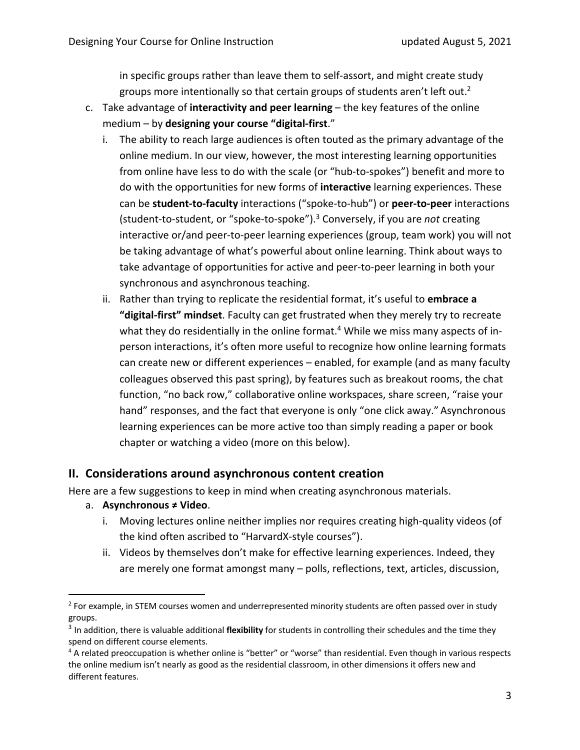in specific groups rather than leave them to self-assort, and might create study groups more intentionally so that certain groups of students aren't left out.[2]

c. Take advantage of **interactivity and peer learning** – the key features of the online medium – by **designing your course "digital-first**."

   i. The ability to reach large audiences is often touted as the primary advantage of the online medium. In our view, however, the most interesting learning opportunities from online have less to do with the scale (or "hub-to-spokes") benefit and more to do with the opportunities for new forms of **interactive** learning experiences. These can be **student-to-faculty** interactions ("spoke-to-hub") or **peer-to-peer** interactions (student-to-student, or "spoke-to-spoke").[3] Conversely, if you are *not* creating interactive or/and peer-to-peer learning experiences (group, team work) you will not be taking advantage of what's powerful about online learning. Think about ways to take advantage of opportunities for active and peer-to-peer learning in both your synchronous and asynchronous teaching.

   ii. Rather than trying to replicate the residential format, it's useful to **embrace a "digital-first" mindset**. Faculty can get frustrated when they merely try to recreate what they do residentially in the online format.[4] While we miss many aspects of in-person interactions, it's often more useful to recognize how online learning formats can create new or different experiences – enabled, for example (and as many faculty colleagues observed this past spring), by features such as breakout rooms, the chat function, "no back row," collaborative online workspaces, share screen, "raise your hand" responses, and the fact that everyone is only "one click away." Asynchronous learning experiences can be more active too than simply reading a paper or book chapter or watching a video (more on this below).

## II. Considerations around asynchronous content creation

Here are a few suggestions to keep in mind when creating asynchronous materials.

a. **Asynchronous ≠ Video**.

   i. Moving lectures online neither implies nor requires creating high-quality videos (of the kind often ascribed to "HarvardX-style courses").

   ii. Videos by themselves don't make for effective learning experiences. Indeed, they are merely one format amongst many – polls, reflections, text, articles, discussion,

---

[2] For example, in STEM courses women and underrepresented minority students are often passed over in study groups.

[3] In addition, there is valuable additional **flexibility** for students in controlling their schedules and the time they spend on different course elements.

[4] A related preoccupation is whether online is "better" or "worse" than residential. Even though in various respects the online medium isn't nearly as good as the residential classroom, in other dimensions it offers new and different features.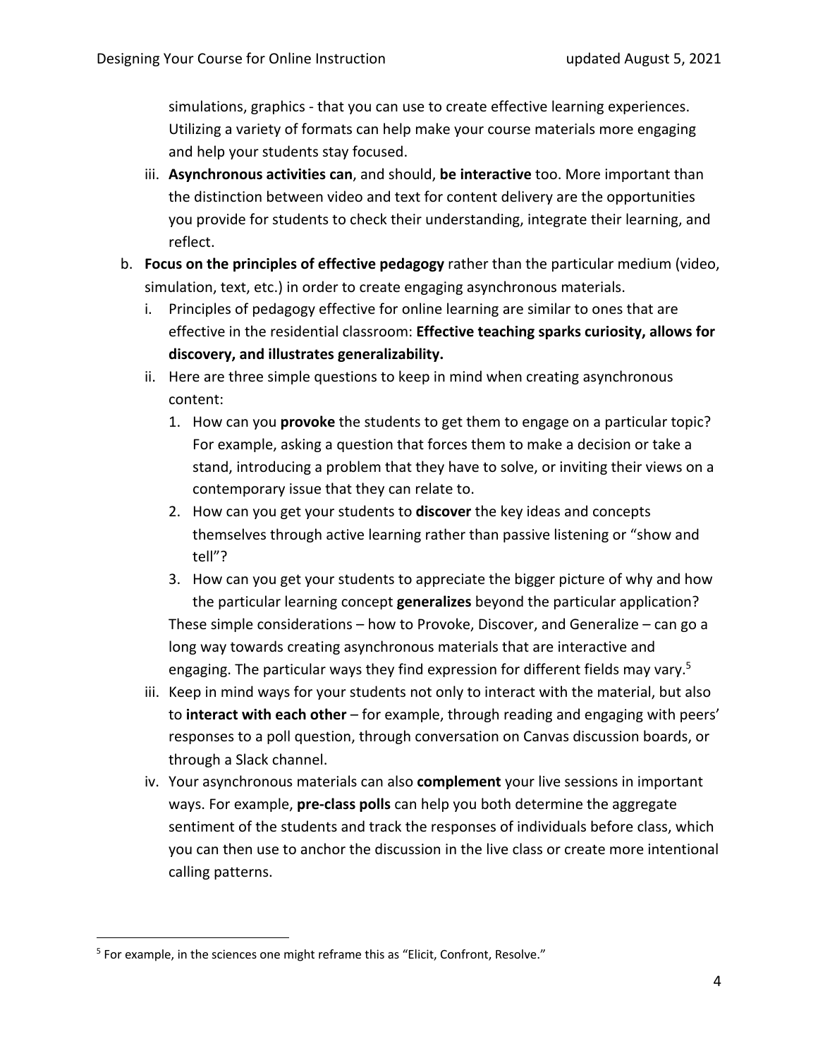simulations, graphics - that you can use to create effective learning experiences. Utilizing a variety of formats can help make your course materials more engaging and help your students stay focused.

   iii. **Asynchronous activities can**, and should, **be interactive** too. More important than the distinction between video and text for content delivery are the opportunities you provide for students to check their understanding, integrate their learning, and reflect.

b. **Focus on the principles of effective pedagogy** rather than the particular medium (video, simulation, text, etc.) in order to create engaging asynchronous materials.

   i. Principles of pedagogy effective for online learning are similar to ones that are effective in the residential classroom: **Effective teaching sparks curiosity, allows for discovery, and illustrates generalizability.**

   ii. Here are three simple questions to keep in mind when creating asynchronous content:

      1. How can you **provoke** the students to get them to engage on a particular topic? For example, asking a question that forces them to make a decision or take a stand, introducing a problem that they have to solve, or inviting their views on a contemporary issue that they can relate to.
      2. How can you get your students to **discover** the key ideas and concepts themselves through active learning rather than passive listening or "show and tell"?
      3. How can you get your students to appreciate the bigger picture of why and how the particular learning concept **generalizes** beyond the particular application?

      These simple considerations – how to Provoke, Discover, and Generalize – can go a long way towards creating asynchronous materials that are interactive and engaging. The particular ways they find expression for different fields may vary.[5]

   iii. Keep in mind ways for your students not only to interact with the material, but also to **interact with each other** – for example, through reading and engaging with peers' responses to a poll question, through conversation on Canvas discussion boards, or through a Slack channel.

   iv. Your asynchronous materials can also **complement** your live sessions in important ways. For example, **pre-class polls** can help you both determine the aggregate sentiment of the students and track the responses of individuals before class, which you can then use to anchor the discussion in the live class or create more intentional calling patterns.

[5] For example, in the sciences one might reframe this as "Elicit, Confront, Resolve."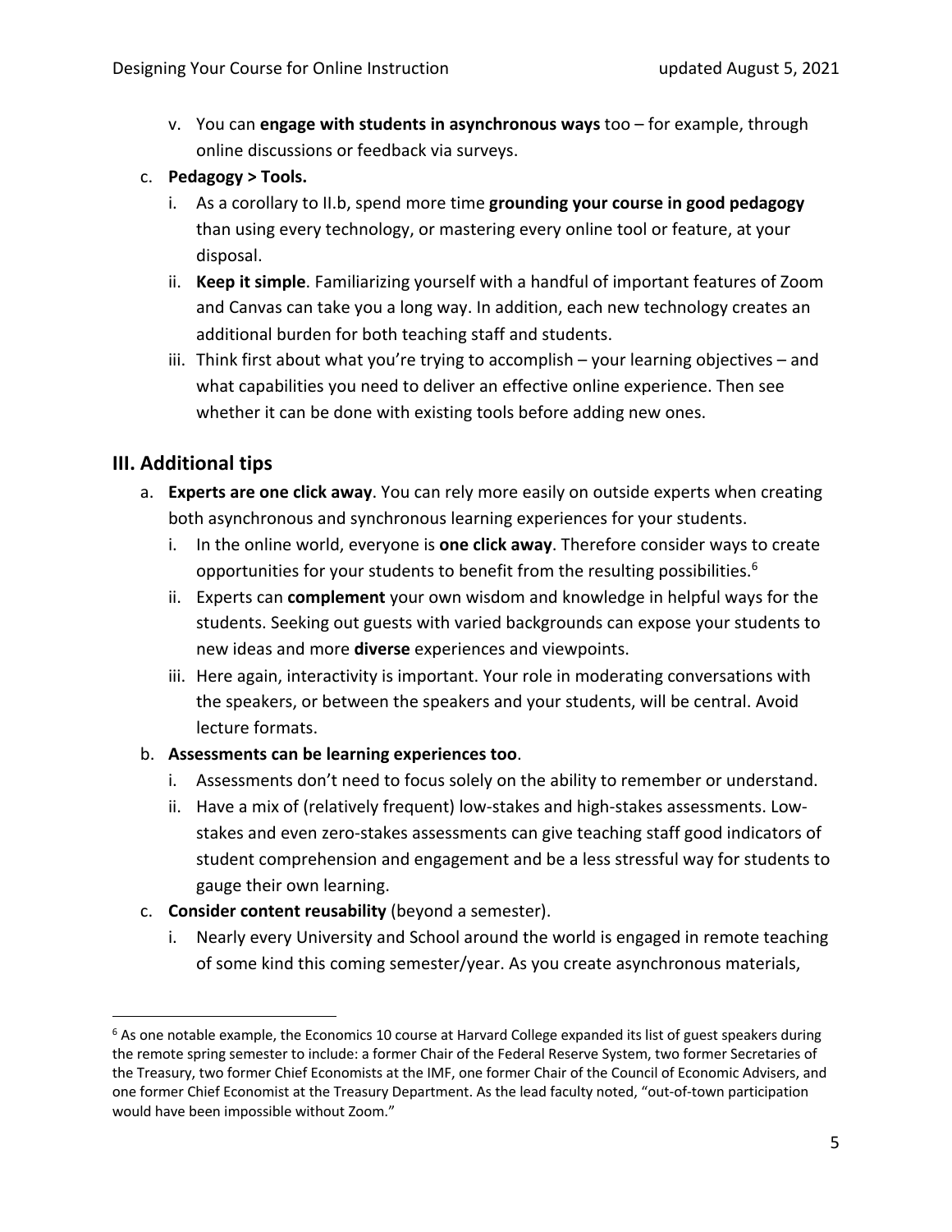v. You can **engage with students in asynchronous ways** too – for example, through online discussions or feedback via surveys.

c. **Pedagogy > Tools.**

   i. As a corollary to II.b, spend more time **grounding your course in good pedagogy** than using every technology, or mastering every online tool or feature, at your disposal.

   ii. **Keep it simple**. Familiarizing yourself with a handful of important features of Zoom and Canvas can take you a long way. In addition, each new technology creates an additional burden for both teaching staff and students.

   iii. Think first about what you're trying to accomplish – your learning objectives – and what capabilities you need to deliver an effective online experience. Then see whether it can be done with existing tools before adding new ones.

## III. Additional tips

a. **Experts are one click away**. You can rely more easily on outside experts when creating both asynchronous and synchronous learning experiences for your students.

   i. In the online world, everyone is **one click away**. Therefore consider ways to create opportunities for your students to benefit from the resulting possibilities.[6]

   ii. Experts can **complement** your own wisdom and knowledge in helpful ways for the students. Seeking out guests with varied backgrounds can expose your students to new ideas and more **diverse** experiences and viewpoints.

   iii. Here again, interactivity is important. Your role in moderating conversations with the speakers, or between the speakers and your students, will be central. Avoid lecture formats.

b. **Assessments can be learning experiences too**.

   i. Assessments don't need to focus solely on the ability to remember or understand.

   ii. Have a mix of (relatively frequent) low-stakes and high-stakes assessments. Low-stakes and even zero-stakes assessments can give teaching staff good indicators of student comprehension and engagement and be a less stressful way for students to gauge their own learning.

c. **Consider content reusability** (beyond a semester).

   i. Nearly every University and School around the world is engaged in remote teaching of some kind this coming semester/year. As you create asynchronous materials,

---

[6] As one notable example, the Economics 10 course at Harvard College expanded its list of guest speakers during the remote spring semester to include: a former Chair of the Federal Reserve System, two former Secretaries of the Treasury, two former Chief Economists at the IMF, one former Chair of the Council of Economic Advisers, and one former Chief Economist at the Treasury Department. As the lead faculty noted, "out-of-town participation would have been impossible without Zoom."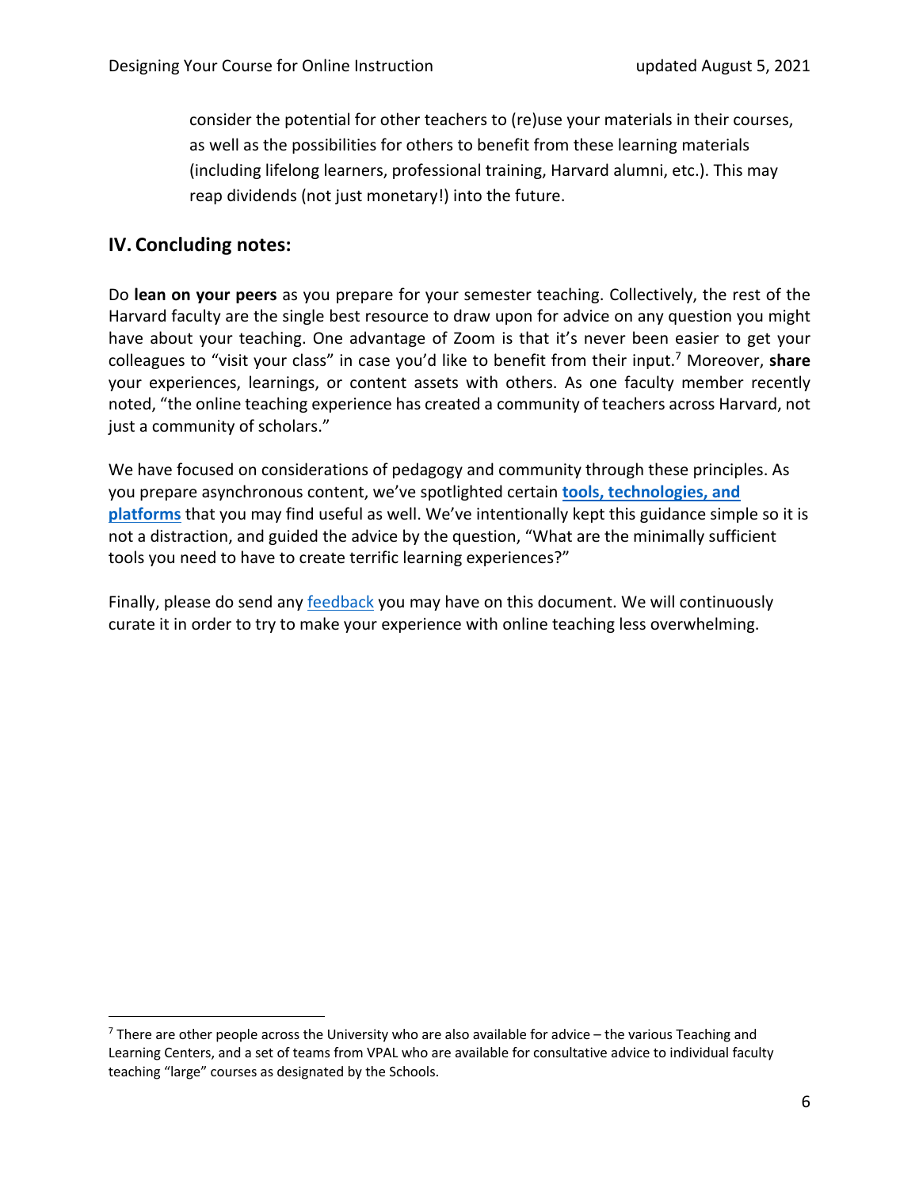consider the potential for other teachers to (re)use your materials in their courses, as well as the possibilities for others to benefit from these learning materials (including lifelong learners, professional training, Harvard alumni, etc.). This may reap dividends (not just monetary!) into the future.

## IV. Concluding notes:

Do **lean on your peers** as you prepare for your semester teaching. Collectively, the rest of the Harvard faculty are the single best resource to draw upon for advice on any question you might have about your teaching. One advantage of Zoom is that it's never been easier to get your colleagues to "visit your class" in case you'd like to benefit from their input.[7] Moreover, **share** your experiences, learnings, or content assets with others. As one faculty member recently noted, "the online teaching experience has created a community of teachers across Harvard, not just a community of scholars."

We have focused on considerations of pedagogy and community through these principles. As you prepare asynchronous content, we've spotlighted certain **tools, technologies, and platforms** that you may find useful as well. We've intentionally kept this guidance simple so it is not a distraction, and guided the advice by the question, "What are the minimally sufficient tools you need to have to create terrific learning experiences?"

Finally, please do send any feedback you may have on this document. We will continuously curate it in order to try to make your experience with online teaching less overwhelming.

---

[7] There are other people across the University who are also available for advice – the various Teaching and Learning Centers, and a set of teams from VPAL who are available for consultative advice to individual faculty teaching "large" courses as designated by the Schools.